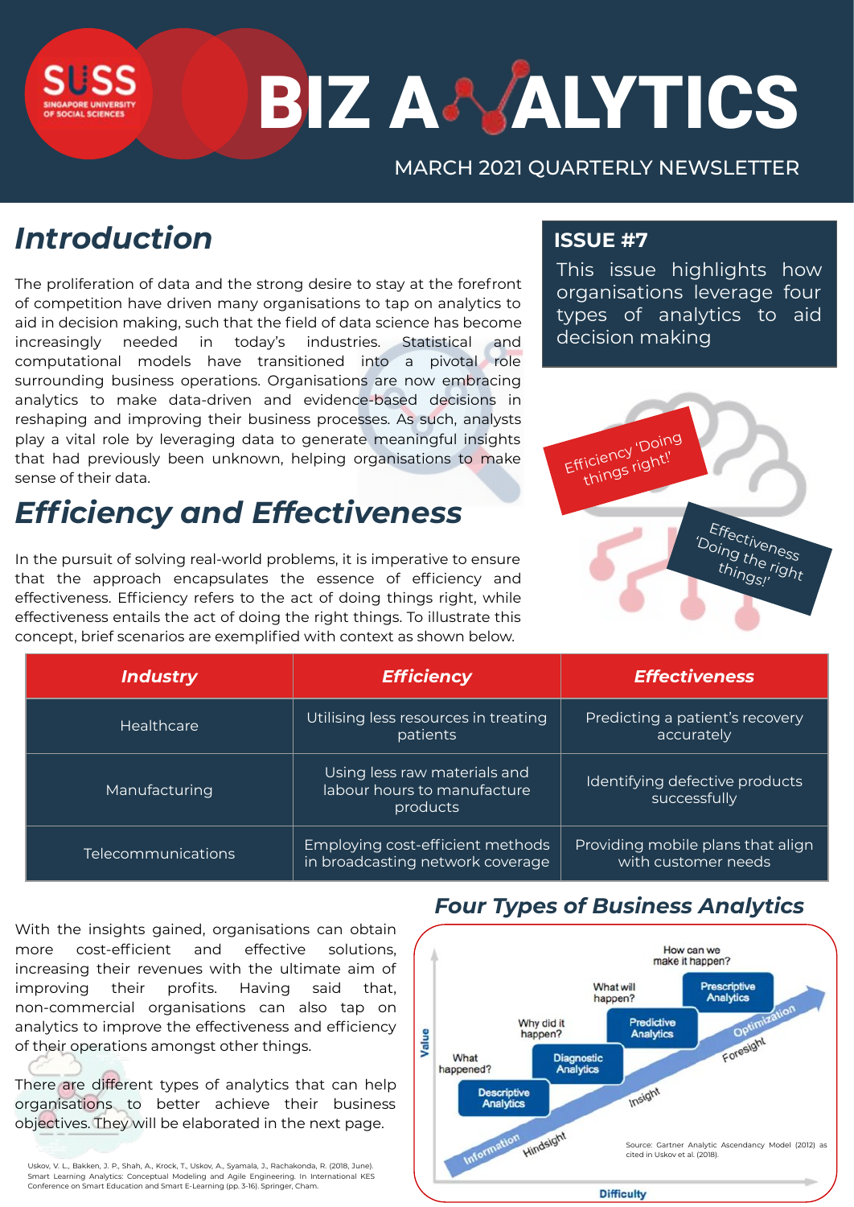# BIZ ANALYTICS

MARCH 2021 QUARTERLY NEWSLETTER

## Introduction

The proliferation of data and the strong desire to stay at the forefront of competition have driven many organisations to tap on analytics to aid in decision making, such that the field of data science has become increasingly needed in today's industries. Statistical and computational models have transitioned into a pivotal role surrounding business operations. Organisations are now embracing analytics to make data-driven and evidence-based decisions in reshaping and improving their business processes. As such, analysts play a vital role by leveraging data to generate meaningful insights that had previously been unknown, helping organisations to make sense of their data.

### ISSUE #7

This issue highlights how organisations leverage four types of analytics to aid decision making

Efficiency 'Doing things right!'

Effectiveness 'Doing the right things!'

## Efficiency and Effectiveness

In the pursuit of solving real-world problems, it is imperative to ensure that the approach encapsulates the essence of efficiency and effectiveness. Efficiency refers to the act of doing things right, while effectiveness entails the act of doing the right things. To illustrate this concept, brief scenarios are exemplified with context as shown below.

| ***Industry*** | ***Efficiency*** | ***Effectiveness*** |
|---|---|---|
| Healthcare | Utilising less resources in treating patients | Predicting a patient's recovery accurately |
| Manufacturing | Using less raw materials and labour hours to manufacture products | Identifying defective products successfully |
| Telecommunications | Employing cost-efficient methods in broadcasting network coverage | Providing mobile plans that align with customer needs |

With the insights gained, organisations can obtain more cost-efficient and effective solutions, increasing their revenues with the ultimate aim of improving their profits. Having said that, non-commercial organisations can also tap on analytics to improve the effectiveness and efficiency of their operations amongst other things.

There are different types of analytics that can help organisations to better achieve their business objectives. They will be elaborated in the next page.

## *Four Types of Business Analytics*

- Descriptive Analytics — What happened? — Information / Hindsight
- Diagnostic Analytics — Why did it happen? — Insight
- Predictive Analytics — What will happen? — Foresight
- Prescriptive Analytics — How can we make it happen? — Optimization

Value (vertical axis) / Difficulty (horizontal axis)

Source: Gartner Analytic Ascendancy Model (2012) as cited in Uskov et al. (2018).

Uskov, V. L., Bakken, J. P., Shah, A., Krock, T., Uskov, A., Syamala, J., Rachakonda, R. (2018, June). Smart Learning Analytics: Conceptual Modeling and Agile Engineering. In International KES Conference on Smart Education and Smart E-Learning (pp. 3-16). Springer, Cham.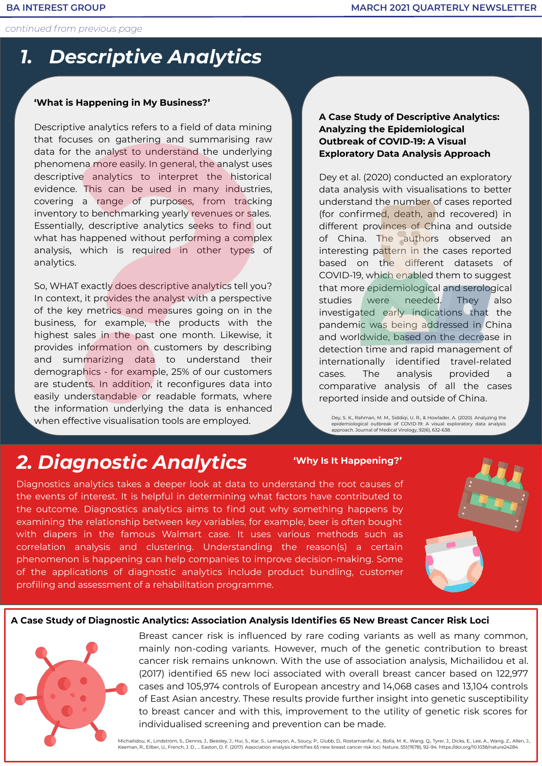*continued from previous page*

# 1. Descriptive Analytics

**'What is Happening in My Business?'**

Descriptive analytics refers to a field of data mining that focuses on gathering and summarising raw data for the analyst to understand the underlying phenomena more easily. In general, the analyst uses descriptive analytics to interpret the historical evidence. This can be used in many industries, covering a range of purposes, from tracking inventory to benchmarking yearly revenues or sales. Essentially, descriptive analytics seeks to find out what has happened without performing a complex analysis, which is required in other types of analytics.

So, WHAT exactly does descriptive analytics tell you? In context, it provides the analyst with a perspective of the key metrics and measures going on in the business, for example, the products with the highest sales in the past one month. Likewise, it provides information on customers by describing and summarizing data to understand their demographics - for example, 25% of our customers are students. In addition, it reconfigures data into easily understandable or readable formats, where the information underlying the data is enhanced when effective visualisation tools are employed.

**A Case Study of Descriptive Analytics: Analyzing the Epidemiological Outbreak of COVID-19: A Visual Exploratory Data Analysis Approach**

Dey et al. (2020) conducted an exploratory data analysis with visualisations to better understand the number of cases reported (for confirmed, death, and recovered) in different provinces of China and outside of China. The authors observed an interesting pattern in the cases reported based on the different datasets of COVID-19, which enabled them to suggest that more epidemiological and serological studies were needed. They also investigated early indications that the pandemic was being addressed in China and worldwide, based on the decrease in detection time and rapid management of internationally identified travel-related cases. The analysis provided a comparative analysis of all the cases reported inside and outside of China.

Dey, S. K., Rahman, M. M., Siddiqi, U. R., & Howlader, A. (2020). Analyzing the epidemiological outbreak of COVID-19: A visual exploratory data analysis approach. Journal of Medical Virology, 92(6), 632-638.

# 2. Diagnostic Analytics

**'Why Is It Happening?'**

Diagnostics analytics takes a deeper look at data to understand the root causes of the events of interest. It is helpful in determining what factors have contributed to the outcome. Diagnostics analytics aims to find out why something happens by examining the relationship between key variables, for example, beer is often bought with diapers in the famous Walmart case. It uses various methods such as correlation analysis and clustering. Understanding the reason(s) a certain phenomenon is happening can help companies to improve decision-making. Some of the applications of diagnostic analytics include product bundling, customer profiling and assessment of a rehabilitation programme.

**A Case Study of Diagnostic Analytics: Association Analysis Identifies 65 New Breast Cancer Risk Loci**

Breast cancer risk is influenced by rare coding variants as well as many common, mainly non-coding variants. However, much of the genetic contribution to breast cancer risk remains unknown. With the use of association analysis, Michailidou et al. (2017) identified 65 new loci associated with overall breast cancer based on 122,977 cases and 105,974 controls of European ancestry and 14,068 cases and 13,104 controls of East Asian ancestry. These results provide further insight into genetic susceptibility to breast cancer and with this, improvement to the utility of genetic risk scores for individualised screening and prevention can be made.

Michailidou, K., Lindström, S., Dennis, J., Beesley, J., Hui, S., Kar, S., Lemaçon, A., Soucy, P., Glubb, D., Rostamianfar, A., Bolla, M. K., Wang, Q., Tyrer, J., Dicks, E., Lee, A., Wang, Z., Allen, J., Keeman, R., Eilber, U., French, J. D., ... Easton, D. F. (2017). Association analysis identifies 65 new breast cancer risk loci. Nature, 551(7678), 92–94. https://doi.org/10.1038/nature24284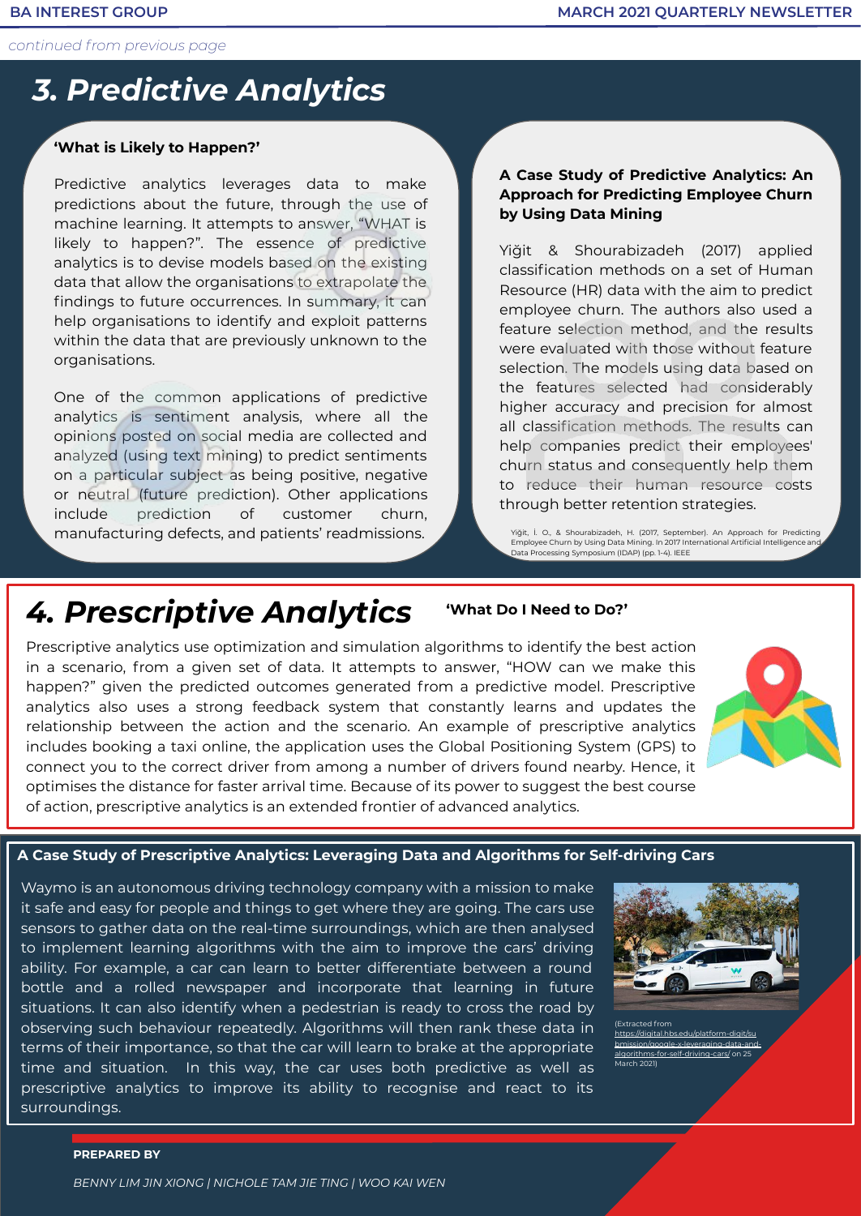*continued from previous page*

# 3. Predictive Analytics

**'What is Likely to Happen?'**

Predictive analytics leverages data to make predictions about the future, through the use of machine learning. It attempts to answer, "WHAT is likely to happen?". The essence of predictive analytics is to devise models based on the existing data that allow the organisations to extrapolate the findings to future occurrences. In summary, it can help organisations to identify and exploit patterns within the data that are previously unknown to the organisations.

One of the common applications of predictive analytics is sentiment analysis, where all the opinions posted on social media are collected and analyzed (using text mining) to predict sentiments on a particular subject as being positive, negative or neutral (future prediction). Other applications include prediction of customer churn, manufacturing defects, and patients' readmissions.

**A Case Study of Predictive Analytics: An Approach for Predicting Employee Churn by Using Data Mining**

Yiğit & Shourabizadeh (2017) applied classification methods on a set of Human Resource (HR) data with the aim to predict employee churn. The authors also used a feature selection method, and the results were evaluated with those without feature selection. The models using data based on the features selected had considerably higher accuracy and precision for almost all classification methods. The results can help companies predict their employees' churn status and consequently help them to reduce their human resource costs through better retention strategies.

Yiğit, İ. O., & Shourabizadeh, H. (2017, September). An Approach for Predicting Employee Churn by Using Data Mining. In 2017 International Artificial Intelligence and Data Processing Symposium (IDAP) (pp. 1-4). IEEE

# 4. Prescriptive Analytics

**'What Do I Need to Do?'**

Prescriptive analytics use optimization and simulation algorithms to identify the best action in a scenario, from a given set of data. It attempts to answer, "HOW can we make this happen?" given the predicted outcomes generated from a predictive model. Prescriptive analytics also uses a strong feedback system that constantly learns and updates the relationship between the action and the scenario. An example of prescriptive analytics includes booking a taxi online, the application uses the Global Positioning System (GPS) to connect you to the correct driver from among a number of drivers found nearby. Hence, it optimises the distance for faster arrival time. Because of its power to suggest the best course of action, prescriptive analytics is an extended frontier of advanced analytics.

**A Case Study of Prescriptive Analytics: Leveraging Data and Algorithms for Self-driving Cars**

Waymo is an autonomous driving technology company with a mission to make it safe and easy for people and things to get where they are going. The cars use sensors to gather data on the real-time surroundings, which are then analysed to implement learning algorithms with the aim to improve the cars' driving ability. For example, a car can learn to better differentiate between a round bottle and a rolled newspaper and incorporate that learning in future situations. It can also identify when a pedestrian is ready to cross the road by observing such behaviour repeatedly. Algorithms will then rank these data in terms of their importance, so that the car will learn to brake at the appropriate time and situation. In this way, the car uses both predictive as well as prescriptive analytics to improve its ability to recognise and react to its surroundings.

(Extracted from https://digital.hbs.edu/platform-digit/submission/google-x-leveraging-data-and-algorithms-for-self-driving-cars/ on 25 March 2021)

**PREPARED BY**

*BENNY LIM JIN XIONG | NICHOLE TAM JIE TING | WOO KAI WEN*